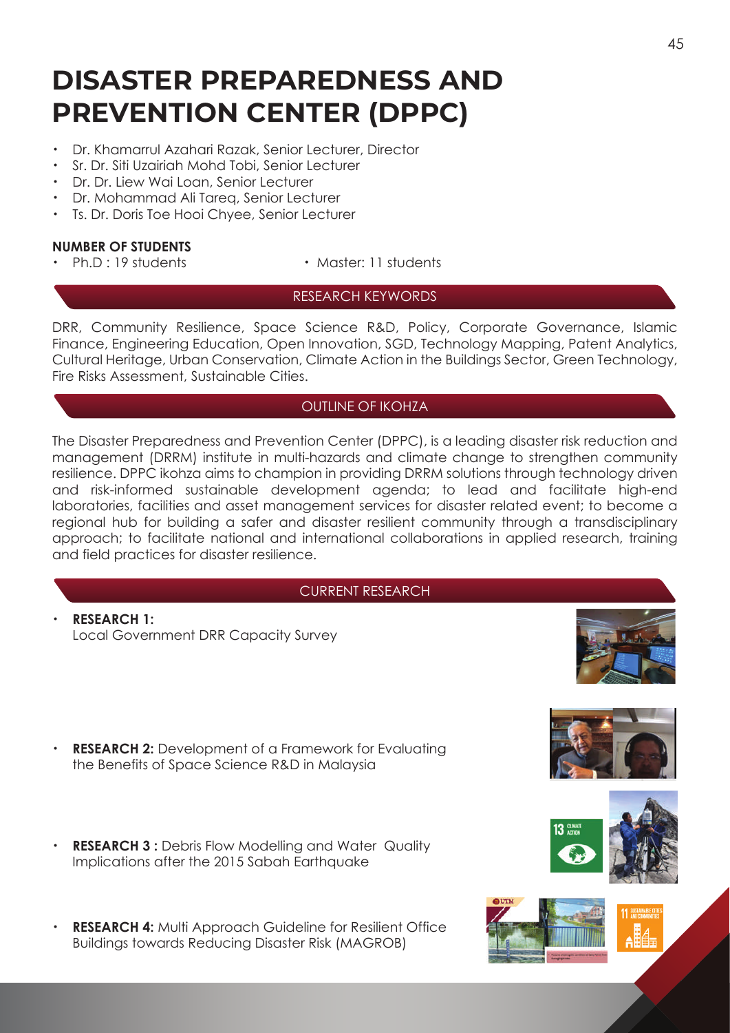# DISASTER PREPAREDNESS AND PREVENTION CENTER (DPPC)

- Dr. Khamarrul Azahari Razak, Senior Lecturer, Director
- Sr. Dr. Siti Uzairiah Mohd Tobi, Senior Lecturer
- Dr. Dr. Liew Wai Loan, Senior Lecturer
- Dr. Mohammad Ali Tareq, Senior Lecturer
- Ts. Dr. Doris Toe Hooi Chyee, Senior Lecturer

**NUMBER OF STUDENTS**

- Ph.D : 19 students
- Master: 11 students

## RESEARCH KEYWORDS

DRR, Community Resilience, Space Science R&D, Policy, Corporate Governance, Islamic Finance, Engineering Education, Open Innovation, SGD, Technology Mapping, Patent Analytics, Cultural Heritage, Urban Conservation, Climate Action in the Buildings Sector, Green Technology, Fire Risks Assessment, Sustainable Cities.

## OUTLINE OF IKOHZA

The Disaster Preparedness and Prevention Center (DPPC), is a leading disaster risk reduction and management (DRRM) institute in multi-hazards and climate change to strengthen community resilience. DPPC ikohza aims to champion in providing DRRM solutions through technology driven and risk-informed sustainable development agenda; to lead and facilitate high-end laboratories, facilities and asset management services for disaster related event; to become a regional hub for building a safer and disaster resilient community through a transdisciplinary approach; to facilitate national and international collaborations in applied research, training and field practices for disaster resilience.

## CURRENT RESEARCH

- **RESEARCH 1:** Local Government DRR Capacity Survey
- **RESEARCH 2:** Development of a Framework for Evaluating the Benefits of Space Science R&D in Malaysia
- **RESEARCH 3 :** Debris Flow Modelling and Water Quality Implications after the 2015 Sabah Earthquake
- **RESEARCH 4:** Multi Approach Guideline for Resilient Office Buildings towards Reducing Disaster Risk (MAGROB)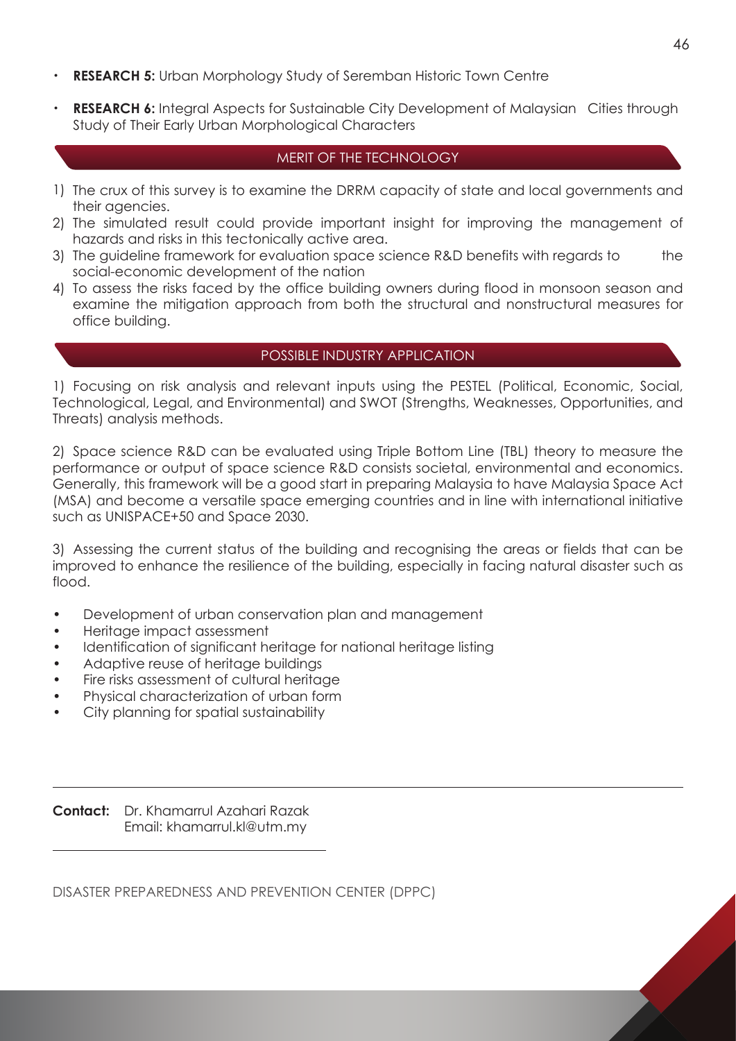- **RESEARCH 5:** Urban Morphology Study of Seremban Historic Town Centre
- **RESEARCH 6:** Integral Aspects for Sustainable City Development of Malaysian Cities through Study of Their Early Urban Morphological Characters

## MERIT OF THE TECHNOLOGY

1) The crux of this survey is to examine the DRRM capacity of state and local governments and their agencies.
2) The simulated result could provide important insight for improving the management of hazards and risks in this tectonically active area.
3) The guideline framework for evaluation space science R&D benefits with regards to the social-economic development of the nation
4) To assess the risks faced by the office building owners during flood in monsoon season and examine the mitigation approach from both the structural and nonstructural measures for office building.

## POSSIBLE INDUSTRY APPLICATION

1) Focusing on risk analysis and relevant inputs using the PESTEL (Political, Economic, Social, Technological, Legal, and Environmental) and SWOT (Strengths, Weaknesses, Opportunities, and Threats) analysis methods.

2) Space science R&D can be evaluated using Triple Bottom Line (TBL) theory to measure the performance or output of space science R&D consists societal, environmental and economics. Generally, this framework will be a good start in preparing Malaysia to have Malaysia Space Act (MSA) and become a versatile space emerging countries and in line with international initiative such as UNISPACE+50 and Space 2030.

3) Assessing the current status of the building and recognising the areas or fields that can be improved to enhance the resilience of the building, especially in facing natural disaster such as flood.

- Development of urban conservation plan and management
- Heritage impact assessment
- Identification of significant heritage for national heritage listing
- Adaptive reuse of heritage buildings
- Fire risks assessment of cultural heritage
- Physical characterization of urban form
- City planning for spatial sustainability

---

**Contact:** Dr. Khamarrul Azahari Razak
Email: khamarrul.kl@utm.my

---

DISASTER PREPAREDNESS AND PREVENTION CENTER (DPPC)